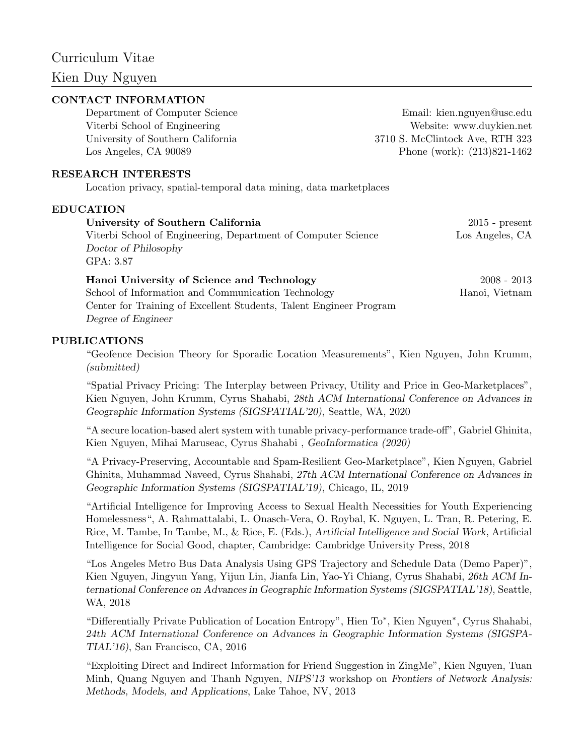# Curriculum Vitae

# Kien Duy Nguyen

## CONTACT INFORMATION

Department of Computer Science
Viterbi School of Engineering
University of Southern California
Los Angeles, CA 90089

Email: kien.nguyen@usc.edu
Website: www.duykien.net
3710 S. McClintock Ave, RTH 323
Phone (work): (213)821-1462

## RESEARCH INTERESTS

Location privacy, spatial-temporal data mining, data marketplaces

## EDUCATION

**University of Southern California** — 2015 - present
Viterbi School of Engineering, Department of Computer Science — Los Angeles, CA
*Doctor of Philosophy*
GPA: 3.87

**Hanoi University of Science and Technology** — 2008 - 2013
School of Information and Communication Technology — Hanoi, Vietnam
Center for Training of Excellent Students, Talent Engineer Program
*Degree of Engineer*

## PUBLICATIONS

"Geofence Decision Theory for Sporadic Location Measurements", Kien Nguyen, John Krumm, *(submitted)*

"Spatial Privacy Pricing: The Interplay between Privacy, Utility and Price in Geo-Marketplaces", Kien Nguyen, John Krumm, Cyrus Shahabi, *28th ACM International Conference on Advances in Geographic Information Systems (SIGSPATIAL'20)*, Seattle, WA, 2020

"A secure location-based alert system with tunable privacy-performance trade-off", Gabriel Ghinita, Kien Nguyen, Mihai Maruseac, Cyrus Shahabi , *GeoInformatica (2020)*

"A Privacy-Preserving, Accountable and Spam-Resilient Geo-Marketplace", Kien Nguyen, Gabriel Ghinita, Muhammad Naveed, Cyrus Shahabi, *27th ACM International Conference on Advances in Geographic Information Systems (SIGSPATIAL'19)*, Chicago, IL, 2019

"Artificial Intelligence for Improving Access to Sexual Health Necessities for Youth Experiencing Homelessness", A. Rahmattalabi, L. Onasch-Vera, O. Roybal, K. Nguyen, L. Tran, R. Petering, E. Rice, M. Tambe, In Tambe, M., & Rice, E. (Eds.), *Artificial Intelligence and Social Work*, Artificial Intelligence for Social Good, chapter, Cambridge: Cambridge University Press, 2018

"Los Angeles Metro Bus Data Analysis Using GPS Trajectory and Schedule Data (Demo Paper)", Kien Nguyen, Jingyun Yang, Yijun Lin, Jianfa Lin, Yao-Yi Chiang, Cyrus Shahabi, *26th ACM International Conference on Advances in Geographic Information Systems (SIGSPATIAL'18)*, Seattle, WA, 2018

"Differentially Private Publication of Location Entropy", Hien To*, Kien Nguyen*, Cyrus Shahabi, *24th ACM International Conference on Advances in Geographic Information Systems (SIGSPATIAL'16)*, San Francisco, CA, 2016

"Exploiting Direct and Indirect Information for Friend Suggestion in ZingMe", Kien Nguyen, Tuan Minh, Quang Nguyen and Thanh Nguyen, *NIPS'13* workshop on *Frontiers of Network Analysis: Methods, Models, and Applications*, Lake Tahoe, NV, 2013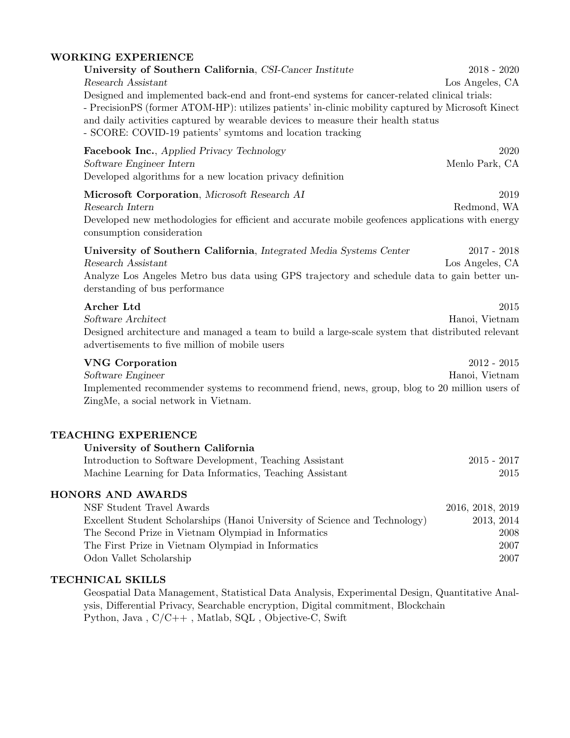## WORKING EXPERIENCE

**University of Southern California**, *CSI-Cancer Institute* — 2018 - 2020
*Research Assistant* — Los Angeles, CA
Designed and implemented back-end and front-end systems for cancer-related clinical trials:
- PrecisionPS (former ATOM-HP): utilizes patients' in-clinic mobility captured by Microsoft Kinect and daily activities captured by wearable devices to measure their health status
- SCORE: COVID-19 patients' symtoms and location tracking

**Facebook Inc.**, *Applied Privacy Technology* — 2020
*Software Engineer Intern* — Menlo Park, CA
Developed algorithms for a new location privacy definition

**Microsoft Corporation**, *Microsoft Research AI* — 2019
*Research Intern* — Redmond, WA
Developed new methodologies for efficient and accurate mobile geofences applications with energy consumption consideration

**University of Southern California**, *Integrated Media Systems Center* — 2017 - 2018
*Research Assistant* — Los Angeles, CA
Analyze Los Angeles Metro bus data using GPS trajectory and schedule data to gain better understanding of bus performance

**Archer Ltd** — 2015
*Software Architect* — Hanoi, Vietnam
Designed architecture and managed a team to build a large-scale system that distributed relevant advertisements to five million of mobile users

**VNG Corporation** — 2012 - 2015
*Software Engineer* — Hanoi, Vietnam
Implemented recommender systems to recommend friend, news, group, blog to 20 million users of ZingMe, a social network in Vietnam.

## TEACHING EXPERIENCE

**University of Southern California**
Introduction to Software Development, Teaching Assistant — 2015 - 2017
Machine Learning for Data Informatics, Teaching Assistant — 2015

## HONORS AND AWARDS

NSF Student Travel Awards — 2016, 2018, 2019
Excellent Student Scholarships (Hanoi University of Science and Technology) — 2013, 2014
The Second Prize in Vietnam Olympiad in Informatics — 2008
The First Prize in Vietnam Olympiad in Informatics — 2007
Odon Vallet Scholarship — 2007

## TECHNICAL SKILLS

Geospatial Data Management, Statistical Data Analysis, Experimental Design, Quantitative Analysis, Differential Privacy, Searchable encryption, Digital commitment, Blockchain
Python, Java , C/C++ , Matlab, SQL , Objective-C, Swift